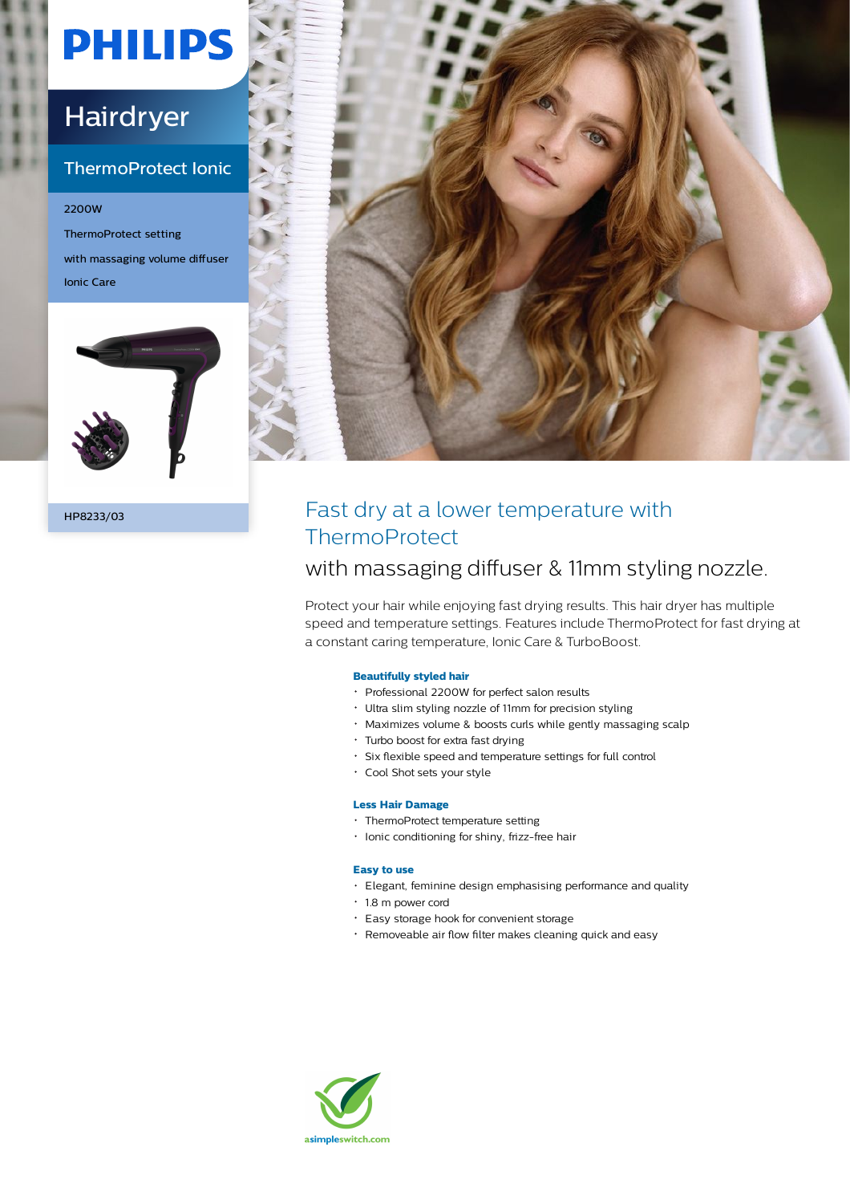PHILIPS

# Hairdryer

## ThermoProtect Ionic

2200W

ThermoProtect setting

with massaging volume diffuser

Ionic Care

HP8233/03

## Fast dry at a lower temperature with ThermoProtect

### with massaging diffuser & 11mm styling nozzle.

Protect your hair while enjoying fast drying results. This hair dryer has multiple speed and temperature settings. Features include ThermoProtect for fast drying at a constant caring temperature, Ionic Care & TurboBoost.

**Beautifully styled hair**

- Professional 2200W for perfect salon results
- Ultra slim styling nozzle of 11mm for precision styling
- Maximizes volume & boosts curls while gently massaging scalp
- Turbo boost for extra fast drying
- Six flexible speed and temperature settings for full control
- Cool Shot sets your style

**Less Hair Damage**

- ThermoProtect temperature setting
- Ionic conditioning for shiny, frizz-free hair

**Easy to use**

- Elegant, feminine design emphasising performance and quality
- 1.8 m power cord
- Easy storage hook for convenient storage
- Removeable air flow filter makes cleaning quick and easy

asimpleswitch.com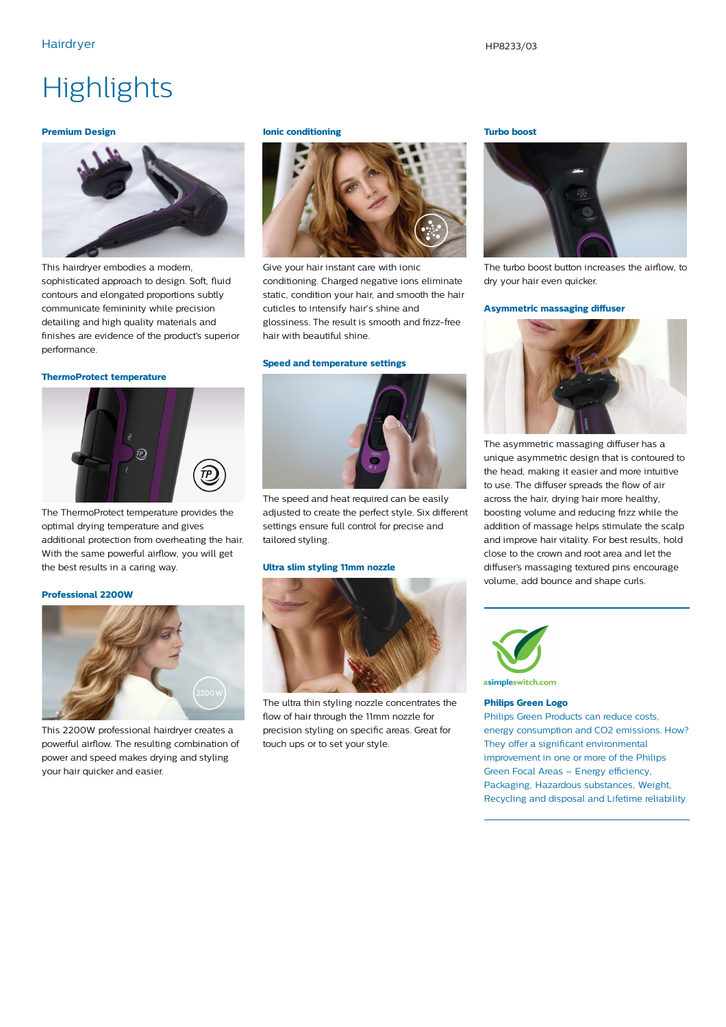# Highlights

### Premium Design

This hairdryer embodies a modern, sophisticated approach to design. Soft, fluid contours and elongated proportions subtly communicate femininity while precision detailing and high quality materials and finishes are evidence of the product's superior performance.

### ThermoProtect temperature

The ThermoProtect temperature provides the optimal drying temperature and gives additional protection from overheating the hair. With the same powerful airflow, you will get the best results in a caring way.

### Professional 2200W

This 2200W professional hairdryer creates a powerful airflow. The resulting combination of power and speed makes drying and styling your hair quicker and easier.

### Ionic conditioning

Give your hair instant care with ionic conditioning. Charged negative ions eliminate static, condition your hair, and smooth the hair cuticles to intensify hair's shine and glossiness. The result is smooth and frizz-free hair with beautiful shine.

### Speed and temperature settings

The speed and heat required can be easily adjusted to create the perfect style. Six different settings ensure full control for precise and tailored styling.

### Ultra slim styling 11mm nozzle

The ultra thin styling nozzle concentrates the flow of hair through the 11mm nozzle for precision styling on specific areas. Great for touch ups or to set your style.

### Turbo boost

The turbo boost button increases the airflow, to dry your hair even quicker.

### Asymmetric massaging diffuser

The asymmetric massaging diffuser has a unique asymmetric design that is contoured to the head, making it easier and more intuitive to use. The diffuser spreads the flow of air across the hair, drying hair more healthy, boosting volume and reducing frizz while the addition of massage helps stimulate the scalp and improve hair vitality. For best results, hold close to the crown and root area and let the diffuser's massaging textured pins encourage volume, add bounce and shape curls.

asimpleswitch.com

### Philips Green Logo

Philips Green Products can reduce costs, energy consumption and CO2 emissions. How? They offer a significant environmental improvement in one or more of the Philips Green Focal Areas – Energy efficiency, Packaging, Hazardous substances, Weight, Recycling and disposal and Lifetime reliability.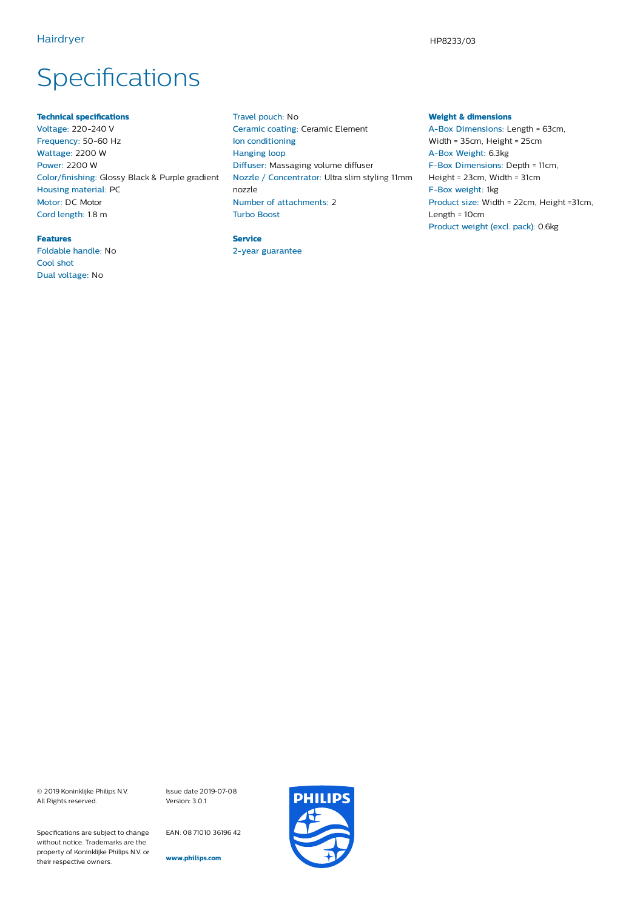# Specifications

### Technical specifications

- Voltage: 220-240 V
- Frequency: 50-60 Hz
- Wattage: 2200 W
- Power: 2200 W
- Color/finishing: Glossy Black & Purple gradient
- Housing material: PC
- Motor: DC Motor
- Cord length: 1.8 m

### Features

- Foldable handle: No
- Cool shot
- Dual voltage: No
- Travel pouch: No
- Ceramic coating: Ceramic Element
- Ion conditioning
- Hanging loop
- Diffuser: Massaging volume diffuser
- Nozzle / Concentrator: Ultra slim styling 11mm nozzle
- Number of attachments: 2
- Turbo Boost

### Service

- 2-year guarantee

### Weight & dimensions

- A-Box Dimensions: Length = 63cm, Width = 35cm, Height = 25cm
- A-Box Weight: 6.3kg
- F-Box Dimensions: Depth = 11cm, Height = 23cm, Width = 31cm
- F-Box weight: 1kg
- Product size: Width = 22cm, Height =31cm, Length = 10cm
- Product weight (excl. pack): 0.6kg

© 2019 Koninklijke Philips N.V.
All Rights reserved.

Specifications are subject to change without notice. Trademarks are the property of Koninklijke Philips N.V. or their respective owners.

Issue date 2019-07-08
Version: 3.0.1

EAN: 08 71010 36196 42

**www.philips.com**